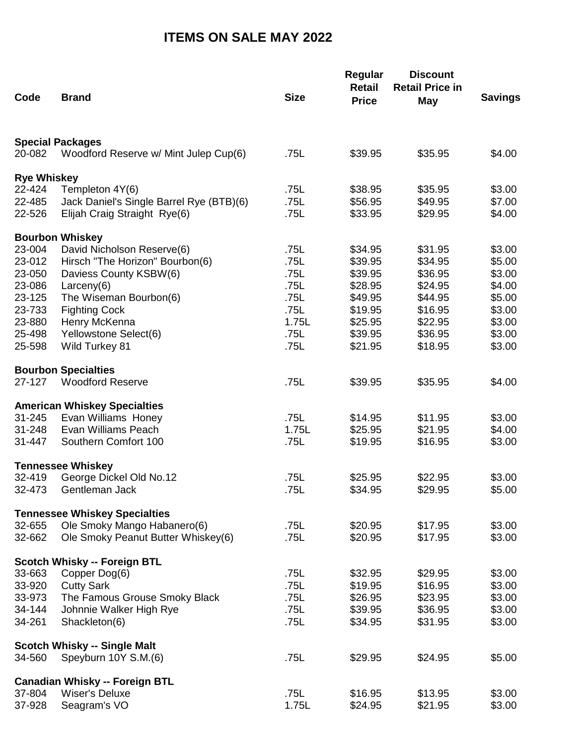# ITEMS ON SALE MAY 2022

| Code | Brand | Size | Regular Retail Price | Discount Retail Price in May | Savings |
|---|---|---|---|---|---|
| **Special Packages** | | | | | |
| 20-082 | Woodford Reserve w/ Mint Julep Cup(6) | .75L | $39.95 | $35.95 | $4.00 |
| **Rye Whiskey** | | | | | |
| 22-424 | Templeton 4Y(6) | .75L | $38.95 | $35.95 | $3.00 |
| 22-485 | Jack Daniel's Single Barrel Rye (BTB)(6) | .75L | $56.95 | $49.95 | $7.00 |
| 22-526 | Elijah Craig Straight Rye(6) | .75L | $33.95 | $29.95 | $4.00 |
| **Bourbon Whiskey** | | | | | |
| 23-004 | David Nicholson Reserve(6) | .75L | $34.95 | $31.95 | $3.00 |
| 23-012 | Hirsch "The Horizon" Bourbon(6) | .75L | $39.95 | $34.95 | $5.00 |
| 23-050 | Daviess County KSBW(6) | .75L | $39.95 | $36.95 | $3.00 |
| 23-086 | Larceny(6) | .75L | $28.95 | $24.95 | $4.00 |
| 23-125 | The Wiseman Bourbon(6) | .75L | $49.95 | $44.95 | $5.00 |
| 23-733 | Fighting Cock | .75L | $19.95 | $16.95 | $3.00 |
| 23-880 | Henry McKenna | 1.75L | $25.95 | $22.95 | $3.00 |
| 25-498 | Yellowstone Select(6) | .75L | $39.95 | $36.95 | $3.00 |
| 25-598 | Wild Turkey 81 | .75L | $21.95 | $18.95 | $3.00 |
| **Bourbon Specialties** | | | | | |
| 27-127 | Woodford Reserve | .75L | $39.95 | $35.95 | $4.00 |
| **American Whiskey Specialties** | | | | | |
| 31-245 | Evan Williams Honey | .75L | $14.95 | $11.95 | $3.00 |
| 31-248 | Evan Williams Peach | 1.75L | $25.95 | $21.95 | $4.00 |
| 31-447 | Southern Comfort 100 | .75L | $19.95 | $16.95 | $3.00 |
| **Tennessee Whiskey** | | | | | |
| 32-419 | George Dickel Old No.12 | .75L | $25.95 | $22.95 | $3.00 |
| 32-473 | Gentleman Jack | .75L | $34.95 | $29.95 | $5.00 |
| **Tennessee Whiskey Specialties** | | | | | |
| 32-655 | Ole Smoky Mango Habanero(6) | .75L | $20.95 | $17.95 | $3.00 |
| 32-662 | Ole Smoky Peanut Butter Whiskey(6) | .75L | $20.95 | $17.95 | $3.00 |
| **Scotch Whisky -- Foreign BTL** | | | | | |
| 33-663 | Copper Dog(6) | .75L | $32.95 | $29.95 | $3.00 |
| 33-920 | Cutty Sark | .75L | $19.95 | $16.95 | $3.00 |
| 33-973 | The Famous Grouse Smoky Black | .75L | $26.95 | $23.95 | $3.00 |
| 34-144 | Johnnie Walker High Rye | .75L | $39.95 | $36.95 | $3.00 |
| 34-261 | Shackleton(6) | .75L | $34.95 | $31.95 | $3.00 |
| **Scotch Whisky -- Single Malt** | | | | | |
| 34-560 | Speyburn 10Y S.M.(6) | .75L | $29.95 | $24.95 | $5.00 |
| **Canadian Whisky -- Foreign BTL** | | | | | |
| 37-804 | Wiser's Deluxe | .75L | $16.95 | $13.95 | $3.00 |
| 37-928 | Seagram's VO | 1.75L | $24.95 | $21.95 | $3.00 |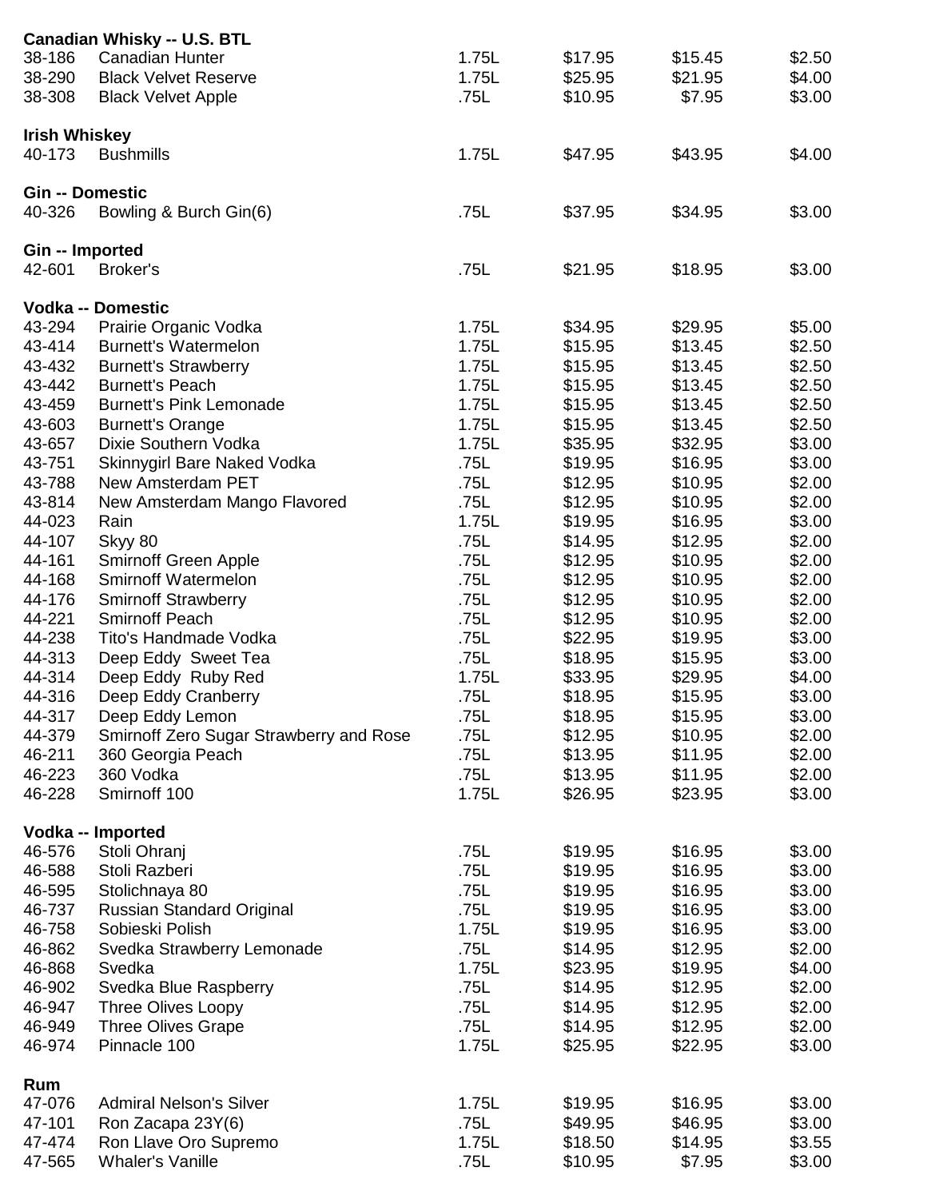**Canadian Whisky -- U.S. BTL**

| | | | | | |
|---|---|---|---|---|---|
| 38-186 | Canadian Hunter | 1.75L | $17.95 | $15.45 | $2.50 |
| 38-290 | Black Velvet Reserve | 1.75L | $25.95 | $21.95 | $4.00 |
| 38-308 | Black Velvet Apple | .75L | $10.95 | $7.95 | $3.00 |

**Irish Whiskey**

| | | | | | |
|---|---|---|---|---|---|
| 40-173 | Bushmills | 1.75L | $47.95 | $43.95 | $4.00 |

**Gin -- Domestic**

| | | | | | |
|---|---|---|---|---|---|
| 40-326 | Bowling & Burch Gin(6) | .75L | $37.95 | $34.95 | $3.00 |

**Gin -- Imported**

| | | | | | |
|---|---|---|---|---|---|
| 42-601 | Broker's | .75L | $21.95 | $18.95 | $3.00 |

**Vodka -- Domestic**

| | | | | | |
|---|---|---|---|---|---|
| 43-294 | Prairie Organic Vodka | 1.75L | $34.95 | $29.95 | $5.00 |
| 43-414 | Burnett's Watermelon | 1.75L | $15.95 | $13.45 | $2.50 |
| 43-432 | Burnett's Strawberry | 1.75L | $15.95 | $13.45 | $2.50 |
| 43-442 | Burnett's Peach | 1.75L | $15.95 | $13.45 | $2.50 |
| 43-459 | Burnett's Pink Lemonade | 1.75L | $15.95 | $13.45 | $2.50 |
| 43-603 | Burnett's Orange | 1.75L | $15.95 | $13.45 | $2.50 |
| 43-657 | Dixie Southern Vodka | 1.75L | $35.95 | $32.95 | $3.00 |
| 43-751 | Skinnygirl Bare Naked Vodka | .75L | $19.95 | $16.95 | $3.00 |
| 43-788 | New Amsterdam PET | .75L | $12.95 | $10.95 | $2.00 |
| 43-814 | New Amsterdam Mango Flavored | .75L | $12.95 | $10.95 | $2.00 |
| 44-023 | Rain | 1.75L | $19.95 | $16.95 | $3.00 |
| 44-107 | Skyy 80 | .75L | $14.95 | $12.95 | $2.00 |
| 44-161 | Smirnoff Green Apple | .75L | $12.95 | $10.95 | $2.00 |
| 44-168 | Smirnoff Watermelon | .75L | $12.95 | $10.95 | $2.00 |
| 44-176 | Smirnoff Strawberry | .75L | $12.95 | $10.95 | $2.00 |
| 44-221 | Smirnoff Peach | .75L | $12.95 | $10.95 | $2.00 |
| 44-238 | Tito's Handmade Vodka | .75L | $22.95 | $19.95 | $3.00 |
| 44-313 | Deep Eddy Sweet Tea | .75L | $18.95 | $15.95 | $3.00 |
| 44-314 | Deep Eddy Ruby Red | 1.75L | $33.95 | $29.95 | $4.00 |
| 44-316 | Deep Eddy Cranberry | .75L | $18.95 | $15.95 | $3.00 |
| 44-317 | Deep Eddy Lemon | .75L | $18.95 | $15.95 | $3.00 |
| 44-379 | Smirnoff Zero Sugar Strawberry and Rose | .75L | $12.95 | $10.95 | $2.00 |
| 46-211 | 360 Georgia Peach | .75L | $13.95 | $11.95 | $2.00 |
| 46-223 | 360 Vodka | .75L | $13.95 | $11.95 | $2.00 |
| 46-228 | Smirnoff 100 | 1.75L | $26.95 | $23.95 | $3.00 |

**Vodka -- Imported**

| | | | | | |
|---|---|---|---|---|---|
| 46-576 | Stoli Ohranj | .75L | $19.95 | $16.95 | $3.00 |
| 46-588 | Stoli Razberi | .75L | $19.95 | $16.95 | $3.00 |
| 46-595 | Stolichnaya 80 | .75L | $19.95 | $16.95 | $3.00 |
| 46-737 | Russian Standard Original | .75L | $19.95 | $16.95 | $3.00 |
| 46-758 | Sobieski Polish | 1.75L | $19.95 | $16.95 | $3.00 |
| 46-862 | Svedka Strawberry Lemonade | .75L | $14.95 | $12.95 | $2.00 |
| 46-868 | Svedka | 1.75L | $23.95 | $19.95 | $4.00 |
| 46-902 | Svedka Blue Raspberry | .75L | $14.95 | $12.95 | $2.00 |
| 46-947 | Three Olives Loopy | .75L | $14.95 | $12.95 | $2.00 |
| 46-949 | Three Olives Grape | .75L | $14.95 | $12.95 | $2.00 |
| 46-974 | Pinnacle 100 | 1.75L | $25.95 | $22.95 | $3.00 |

**Rum**

| | | | | | |
|---|---|---|---|---|---|
| 47-076 | Admiral Nelson's Silver | 1.75L | $19.95 | $16.95 | $3.00 |
| 47-101 | Ron Zacapa 23Y(6) | .75L | $49.95 | $46.95 | $3.00 |
| 47-474 | Ron Llave Oro Supremo | 1.75L | $18.50 | $14.95 | $3.55 |
| 47-565 | Whaler's Vanille | .75L | $10.95 | $7.95 | $3.00 |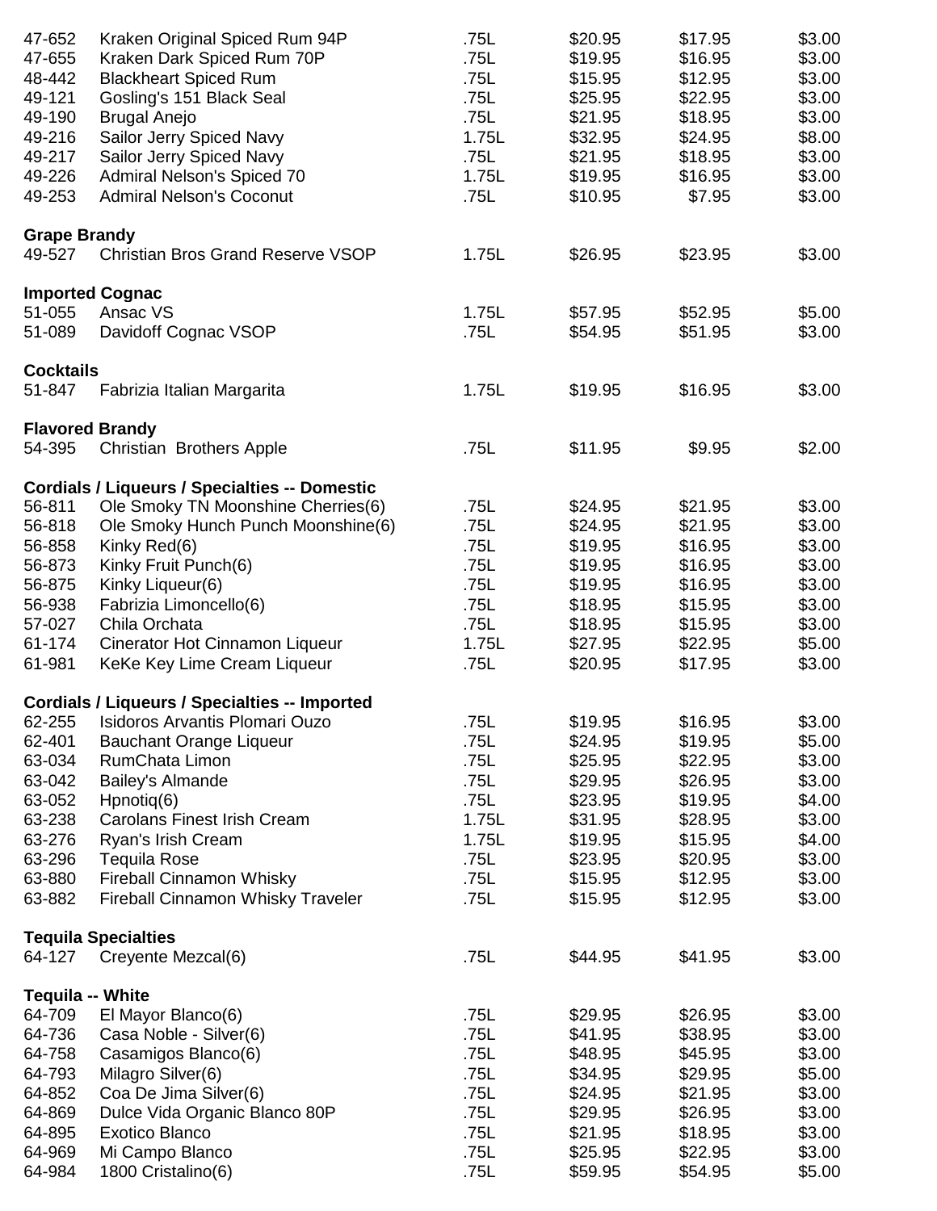| | | | | | |
|---|---|---|---|---|---|
| 47-652 | Kraken Original Spiced Rum 94P | .75L | $20.95 | $17.95 | $3.00 |
| 47-655 | Kraken Dark Spiced Rum 70P | .75L | $19.95 | $16.95 | $3.00 |
| 48-442 | Blackheart Spiced Rum | .75L | $15.95 | $12.95 | $3.00 |
| 49-121 | Gosling's 151 Black Seal | .75L | $25.95 | $22.95 | $3.00 |
| 49-190 | Brugal Anejo | .75L | $21.95 | $18.95 | $3.00 |
| 49-216 | Sailor Jerry Spiced Navy | 1.75L | $32.95 | $24.95 | $8.00 |
| 49-217 | Sailor Jerry Spiced Navy | .75L | $21.95 | $18.95 | $3.00 |
| 49-226 | Admiral Nelson's Spiced 70 | 1.75L | $19.95 | $16.95 | $3.00 |
| 49-253 | Admiral Nelson's Coconut | .75L | $10.95 | $7.95 | $3.00 |
| **Grape Brandy** | | | | | |
| 49-527 | Christian Bros Grand Reserve VSOP | 1.75L | $26.95 | $23.95 | $3.00 |
| **Imported Cognac** | | | | | |
| 51-055 | Ansac VS | 1.75L | $57.95 | $52.95 | $5.00 |
| 51-089 | Davidoff Cognac VSOP | .75L | $54.95 | $51.95 | $3.00 |
| **Cocktails** | | | | | |
| 51-847 | Fabrizia Italian Margarita | 1.75L | $19.95 | $16.95 | $3.00 |
| **Flavored Brandy** | | | | | |
| 54-395 | Christian Brothers Apple | .75L | $11.95 | $9.95 | $2.00 |
| **Cordials / Liqueurs / Specialties -- Domestic** | | | | | |
| 56-811 | Ole Smoky TN Moonshine Cherries(6) | .75L | $24.95 | $21.95 | $3.00 |
| 56-818 | Ole Smoky Hunch Punch Moonshine(6) | .75L | $24.95 | $21.95 | $3.00 |
| 56-858 | Kinky Red(6) | .75L | $19.95 | $16.95 | $3.00 |
| 56-873 | Kinky Fruit Punch(6) | .75L | $19.95 | $16.95 | $3.00 |
| 56-875 | Kinky Liqueur(6) | .75L | $19.95 | $16.95 | $3.00 |
| 56-938 | Fabrizia Limoncello(6) | .75L | $18.95 | $15.95 | $3.00 |
| 57-027 | Chila Orchata | .75L | $18.95 | $15.95 | $3.00 |
| 61-174 | Cinerator Hot Cinnamon Liqueur | 1.75L | $27.95 | $22.95 | $5.00 |
| 61-981 | KeKe Key Lime Cream Liqueur | .75L | $20.95 | $17.95 | $3.00 |
| **Cordials / Liqueurs / Specialties -- Imported** | | | | | |
| 62-255 | Isidoros Arvantis Plomari Ouzo | .75L | $19.95 | $16.95 | $3.00 |
| 62-401 | Bauchant Orange Liqueur | .75L | $24.95 | $19.95 | $5.00 |
| 63-034 | RumChata Limon | .75L | $25.95 | $22.95 | $3.00 |
| 63-042 | Bailey's Almande | .75L | $29.95 | $26.95 | $3.00 |
| 63-052 | Hpnotiq(6) | .75L | $23.95 | $19.95 | $4.00 |
| 63-238 | Carolans Finest Irish Cream | 1.75L | $31.95 | $28.95 | $3.00 |
| 63-276 | Ryan's Irish Cream | 1.75L | $19.95 | $15.95 | $4.00 |
| 63-296 | Tequila Rose | .75L | $23.95 | $20.95 | $3.00 |
| 63-880 | Fireball Cinnamon Whisky | .75L | $15.95 | $12.95 | $3.00 |
| 63-882 | Fireball Cinnamon Whisky Traveler | .75L | $15.95 | $12.95 | $3.00 |
| **Tequila Specialties** | | | | | |
| 64-127 | Creyente Mezcal(6) | .75L | $44.95 | $41.95 | $3.00 |
| **Tequila -- White** | | | | | |
| 64-709 | El Mayor Blanco(6) | .75L | $29.95 | $26.95 | $3.00 |
| 64-736 | Casa Noble - Silver(6) | .75L | $41.95 | $38.95 | $3.00 |
| 64-758 | Casamigos Blanco(6) | .75L | $48.95 | $45.95 | $3.00 |
| 64-793 | Milagro Silver(6) | .75L | $34.95 | $29.95 | $5.00 |
| 64-852 | Coa De Jima Silver(6) | .75L | $24.95 | $21.95 | $3.00 |
| 64-869 | Dulce Vida Organic Blanco 80P | .75L | $29.95 | $26.95 | $3.00 |
| 64-895 | Exotico Blanco | .75L | $21.95 | $18.95 | $3.00 |
| 64-969 | Mi Campo Blanco | .75L | $25.95 | $22.95 | $3.00 |
| 64-984 | 1800 Cristalino(6) | .75L | $59.95 | $54.95 | $5.00 |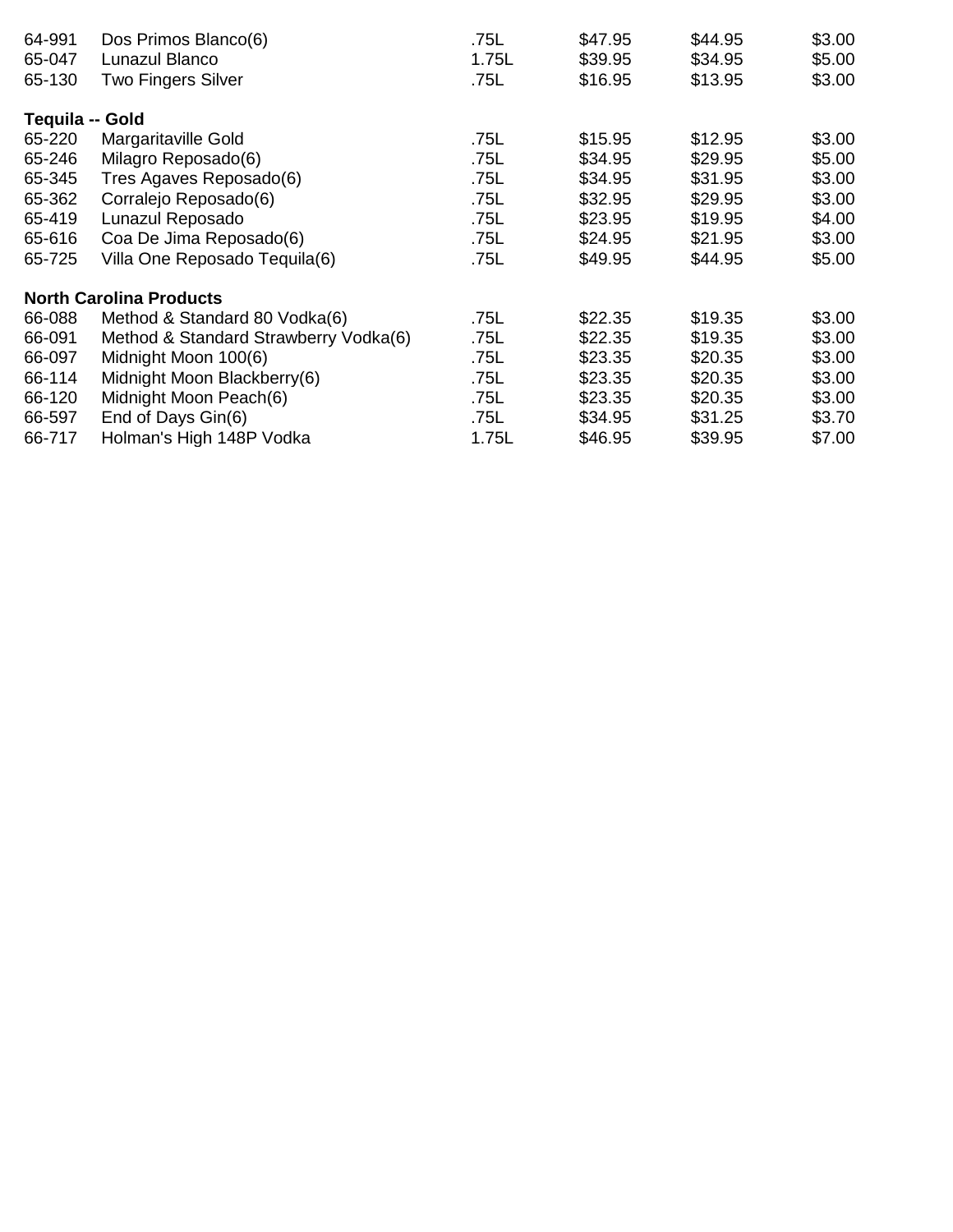| | | | | | |
|---|---|---|---|---|---|
| 64-991 | Dos Primos Blanco(6) | .75L | $47.95 | $44.95 | $3.00 |
| 65-047 | Lunazul Blanco | 1.75L | $39.95 | $34.95 | $5.00 |
| 65-130 | Two Fingers Silver | .75L | $16.95 | $13.95 | $3.00 |

**Tequila -- Gold**

| | | | | | |
|---|---|---|---|---|---|
| 65-220 | Margaritaville Gold | .75L | $15.95 | $12.95 | $3.00 |
| 65-246 | Milagro Reposado(6) | .75L | $34.95 | $29.95 | $5.00 |
| 65-345 | Tres Agaves Reposado(6) | .75L | $34.95 | $31.95 | $3.00 |
| 65-362 | Corralejo Reposado(6) | .75L | $32.95 | $29.95 | $3.00 |
| 65-419 | Lunazul Reposado | .75L | $23.95 | $19.95 | $4.00 |
| 65-616 | Coa De Jima Reposado(6) | .75L | $24.95 | $21.95 | $3.00 |
| 65-725 | Villa One Reposado Tequila(6) | .75L | $49.95 | $44.95 | $5.00 |

**North Carolina Products**

| | | | | | |
|---|---|---|---|---|---|
| 66-088 | Method & Standard 80 Vodka(6) | .75L | $22.35 | $19.35 | $3.00 |
| 66-091 | Method & Standard Strawberry Vodka(6) | .75L | $22.35 | $19.35 | $3.00 |
| 66-097 | Midnight Moon 100(6) | .75L | $23.35 | $20.35 | $3.00 |
| 66-114 | Midnight Moon Blackberry(6) | .75L | $23.35 | $20.35 | $3.00 |
| 66-120 | Midnight Moon Peach(6) | .75L | $23.35 | $20.35 | $3.00 |
| 66-597 | End of Days Gin(6) | .75L | $34.95 | $31.25 | $3.70 |
| 66-717 | Holman's High 148P Vodka | 1.75L | $46.95 | $39.95 | $7.00 |